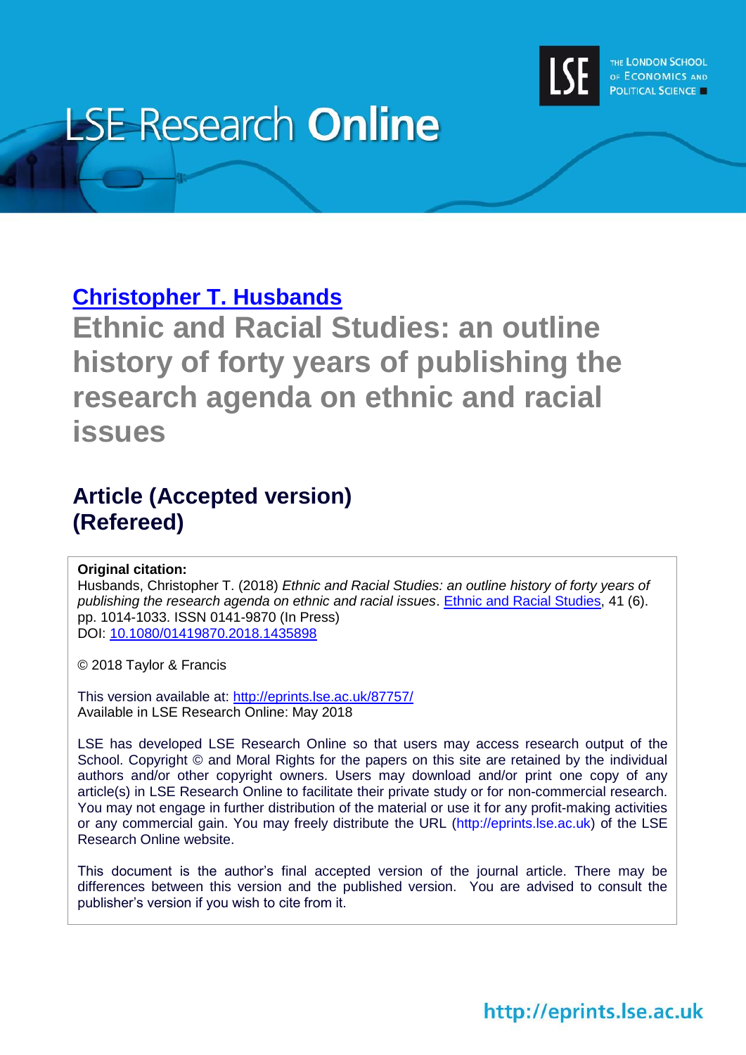# LSE Research Online

THE LONDON SCHOOL OF ECONOMICS AND POLITICAL SCIENCE

**Christopher T. Husbands**

## Ethnic and Racial Studies: an outline history of forty years of publishing the research agenda on ethnic and racial issues

### Article (Accepted version)
### (Refereed)

**Original citation:**
Husbands, Christopher T. (2018) *Ethnic and Racial Studies: an outline history of forty years of publishing the research agenda on ethnic and racial issues*. Ethnic and Racial Studies, 41 (6). pp. 1014-1033. ISSN 0141-9870 (In Press)
DOI: 10.1080/01419870.2018.1435898

© 2018 Taylor & Francis

This version available at: http://eprints.lse.ac.uk/87757/
Available in LSE Research Online: May 2018

LSE has developed LSE Research Online so that users may access research output of the School. Copyright © and Moral Rights for the papers on this site are retained by the individual authors and/or other copyright owners. Users may download and/or print one copy of any article(s) in LSE Research Online to facilitate their private study or for non-commercial research. You may not engage in further distribution of the material or use it for any profit-making activities or any commercial gain. You may freely distribute the URL (http://eprints.lse.ac.uk) of the LSE Research Online website.

This document is the author's final accepted version of the journal article. There may be differences between this version and the published version. You are advised to consult the publisher's version if you wish to cite from it.

http://eprints.lse.ac.uk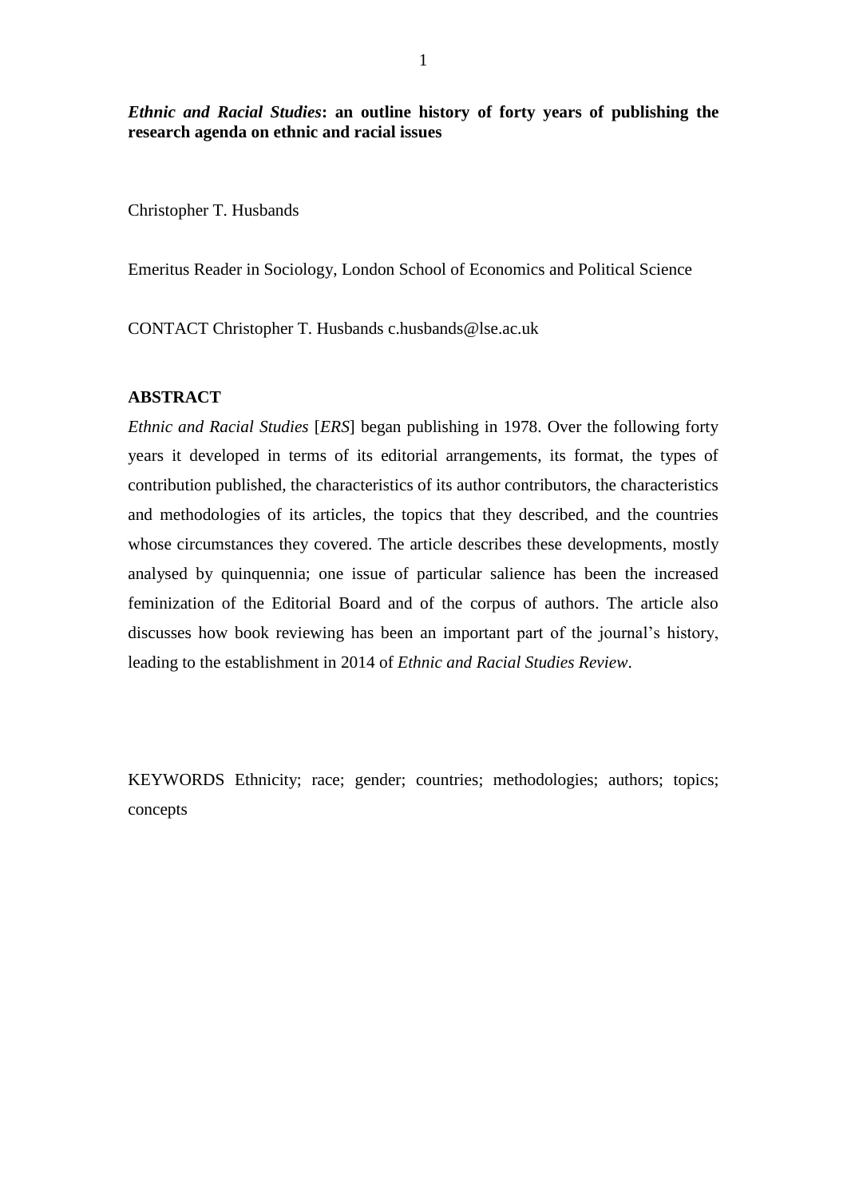***Ethnic and Racial Studies*: an outline history of forty years of publishing the research agenda on ethnic and racial issues**

Christopher T. Husbands

Emeritus Reader in Sociology, London School of Economics and Political Science

CONTACT Christopher T. Husbands c.husbands@lse.ac.uk

**ABSTRACT**

*Ethnic and Racial Studies* [*ERS*] began publishing in 1978. Over the following forty years it developed in terms of its editorial arrangements, its format, the types of contribution published, the characteristics of its author contributors, the characteristics and methodologies of its articles, the topics that they described, and the countries whose circumstances they covered. The article describes these developments, mostly analysed by quinquennia; one issue of particular salience has been the increased feminization of the Editorial Board and of the corpus of authors. The article also discusses how book reviewing has been an important part of the journal's history, leading to the establishment in 2014 of *Ethnic and Racial Studies Review*.

KEYWORDS Ethnicity; race; gender; countries; methodologies; authors; topics; concepts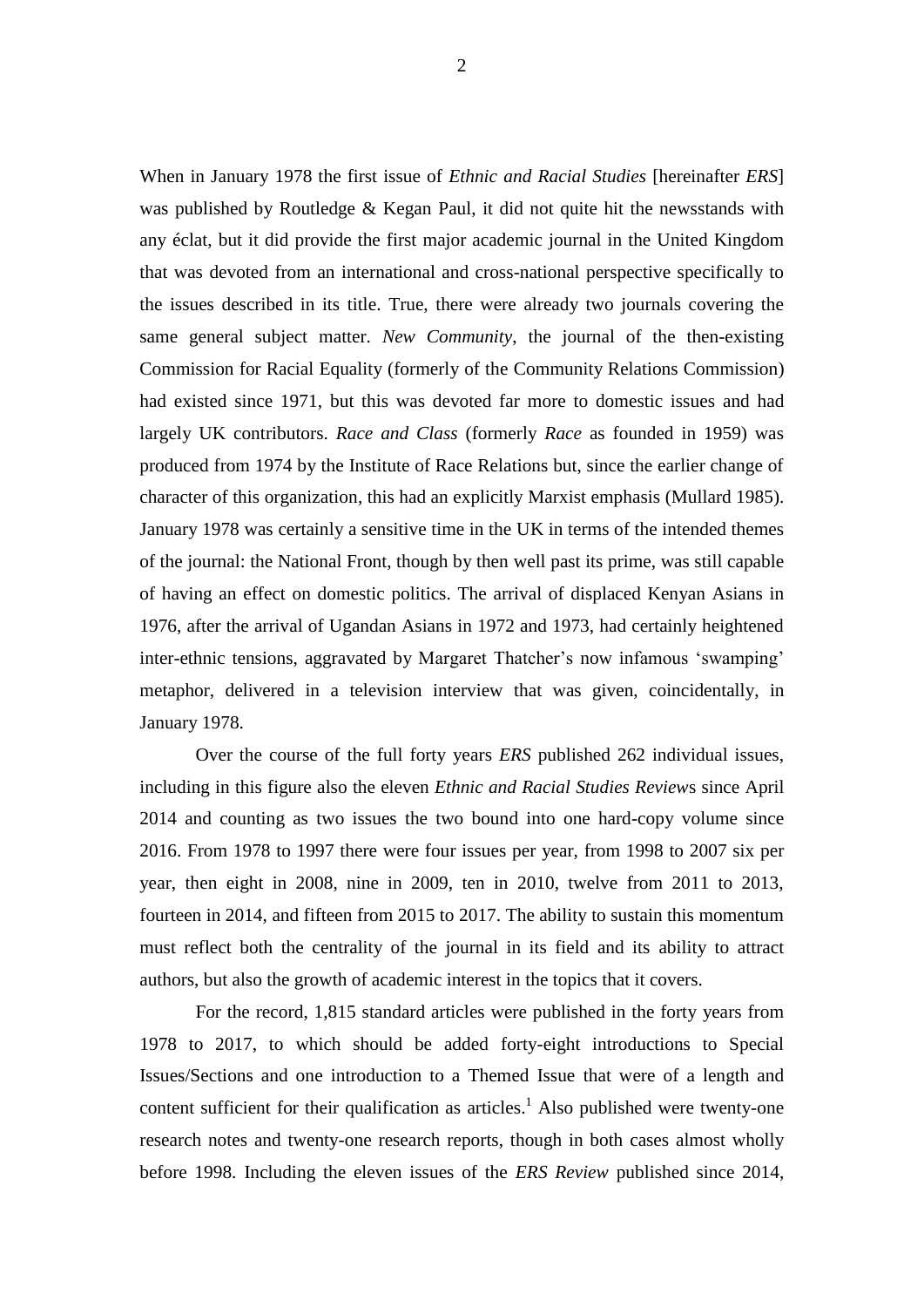When in January 1978 the first issue of *Ethnic and Racial Studies* [hereinafter *ERS*] was published by Routledge & Kegan Paul, it did not quite hit the newsstands with any éclat, but it did provide the first major academic journal in the United Kingdom that was devoted from an international and cross-national perspective specifically to the issues described in its title. True, there were already two journals covering the same general subject matter. *New Community*, the journal of the then-existing Commission for Racial Equality (formerly of the Community Relations Commission) had existed since 1971, but this was devoted far more to domestic issues and had largely UK contributors. *Race and Class* (formerly *Race* as founded in 1959) was produced from 1974 by the Institute of Race Relations but, since the earlier change of character of this organization, this had an explicitly Marxist emphasis (Mullard 1985). January 1978 was certainly a sensitive time in the UK in terms of the intended themes of the journal: the National Front, though by then well past its prime, was still capable of having an effect on domestic politics. The arrival of displaced Kenyan Asians in 1976, after the arrival of Ugandan Asians in 1972 and 1973, had certainly heightened inter-ethnic tensions, aggravated by Margaret Thatcher's now infamous 'swamping' metaphor, delivered in a television interview that was given, coincidentally, in January 1978.

Over the course of the full forty years *ERS* published 262 individual issues, including in this figure also the eleven *Ethnic and Racial Studies Review*s since April 2014 and counting as two issues the two bound into one hard-copy volume since 2016. From 1978 to 1997 there were four issues per year, from 1998 to 2007 six per year, then eight in 2008, nine in 2009, ten in 2010, twelve from 2011 to 2013, fourteen in 2014, and fifteen from 2015 to 2017. The ability to sustain this momentum must reflect both the centrality of the journal in its field and its ability to attract authors, but also the growth of academic interest in the topics that it covers.

For the record, 1,815 standard articles were published in the forty years from 1978 to 2017, to which should be added forty-eight introductions to Special Issues/Sections and one introduction to a Themed Issue that were of a length and content sufficient for their qualification as articles.[1] Also published were twenty-one research notes and twenty-one research reports, though in both cases almost wholly before 1998. Including the eleven issues of the *ERS Review* published since 2014,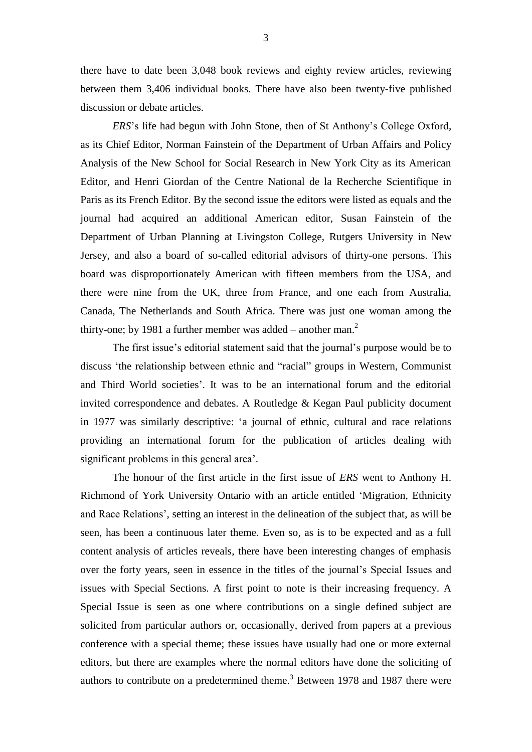there have to date been 3,048 book reviews and eighty review articles, reviewing between them 3,406 individual books. There have also been twenty-five published discussion or debate articles.

*ERS*'s life had begun with John Stone, then of St Anthony's College Oxford, as its Chief Editor, Norman Fainstein of the Department of Urban Affairs and Policy Analysis of the New School for Social Research in New York City as its American Editor, and Henri Giordan of the Centre National de la Recherche Scientifique in Paris as its French Editor. By the second issue the editors were listed as equals and the journal had acquired an additional American editor, Susan Fainstein of the Department of Urban Planning at Livingston College, Rutgers University in New Jersey, and also a board of so-called editorial advisors of thirty-one persons. This board was disproportionately American with fifteen members from the USA, and there were nine from the UK, three from France, and one each from Australia, Canada, The Netherlands and South Africa. There was just one woman among the thirty-one; by 1981 a further member was added – another man.[2]

The first issue's editorial statement said that the journal's purpose would be to discuss 'the relationship between ethnic and "racial" groups in Western, Communist and Third World societies'. It was to be an international forum and the editorial invited correspondence and debates. A Routledge & Kegan Paul publicity document in 1977 was similarly descriptive: 'a journal of ethnic, cultural and race relations providing an international forum for the publication of articles dealing with significant problems in this general area'.

The honour of the first article in the first issue of *ERS* went to Anthony H. Richmond of York University Ontario with an article entitled 'Migration, Ethnicity and Race Relations', setting an interest in the delineation of the subject that, as will be seen, has been a continuous later theme. Even so, as is to be expected and as a full content analysis of articles reveals, there have been interesting changes of emphasis over the forty years, seen in essence in the titles of the journal's Special Issues and issues with Special Sections. A first point to note is their increasing frequency. A Special Issue is seen as one where contributions on a single defined subject are solicited from particular authors or, occasionally, derived from papers at a previous conference with a special theme; these issues have usually had one or more external editors, but there are examples where the normal editors have done the soliciting of authors to contribute on a predetermined theme.[3] Between 1978 and 1987 there were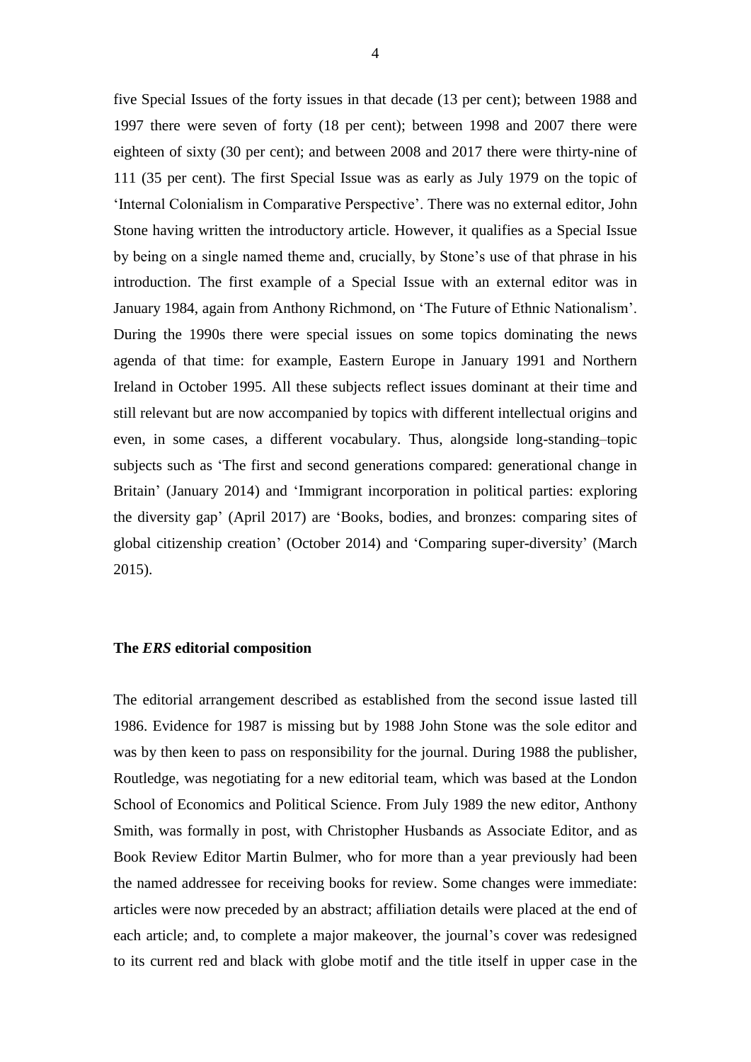five Special Issues of the forty issues in that decade (13 per cent); between 1988 and 1997 there were seven of forty (18 per cent); between 1998 and 2007 there were eighteen of sixty (30 per cent); and between 2008 and 2017 there were thirty-nine of 111 (35 per cent). The first Special Issue was as early as July 1979 on the topic of 'Internal Colonialism in Comparative Perspective'. There was no external editor, John Stone having written the introductory article. However, it qualifies as a Special Issue by being on a single named theme and, crucially, by Stone's use of that phrase in his introduction. The first example of a Special Issue with an external editor was in January 1984, again from Anthony Richmond, on 'The Future of Ethnic Nationalism'. During the 1990s there were special issues on some topics dominating the news agenda of that time: for example, Eastern Europe in January 1991 and Northern Ireland in October 1995. All these subjects reflect issues dominant at their time and still relevant but are now accompanied by topics with different intellectual origins and even, in some cases, a different vocabulary. Thus, alongside long-standing–topic subjects such as 'The first and second generations compared: generational change in Britain' (January 2014) and 'Immigrant incorporation in political parties: exploring the diversity gap' (April 2017) are 'Books, bodies, and bronzes: comparing sites of global citizenship creation' (October 2014) and 'Comparing super-diversity' (March 2015).

### The *ERS* editorial composition

The editorial arrangement described as established from the second issue lasted till 1986. Evidence for 1987 is missing but by 1988 John Stone was the sole editor and was by then keen to pass on responsibility for the journal. During 1988 the publisher, Routledge, was negotiating for a new editorial team, which was based at the London School of Economics and Political Science. From July 1989 the new editor, Anthony Smith, was formally in post, with Christopher Husbands as Associate Editor, and as Book Review Editor Martin Bulmer, who for more than a year previously had been the named addressee for receiving books for review. Some changes were immediate: articles were now preceded by an abstract; affiliation details were placed at the end of each article; and, to complete a major makeover, the journal's cover was redesigned to its current red and black with globe motif and the title itself in upper case in the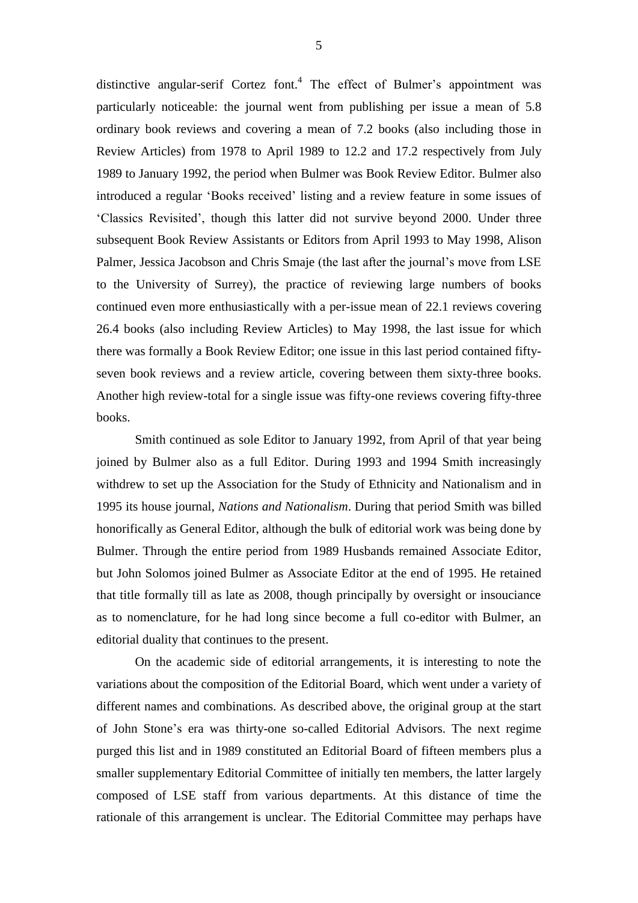distinctive angular-serif Cortez font.[4] The effect of Bulmer's appointment was particularly noticeable: the journal went from publishing per issue a mean of 5.8 ordinary book reviews and covering a mean of 7.2 books (also including those in Review Articles) from 1978 to April 1989 to 12.2 and 17.2 respectively from July 1989 to January 1992, the period when Bulmer was Book Review Editor. Bulmer also introduced a regular 'Books received' listing and a review feature in some issues of 'Classics Revisited', though this latter did not survive beyond 2000. Under three subsequent Book Review Assistants or Editors from April 1993 to May 1998, Alison Palmer, Jessica Jacobson and Chris Smaje (the last after the journal's move from LSE to the University of Surrey), the practice of reviewing large numbers of books continued even more enthusiastically with a per-issue mean of 22.1 reviews covering 26.4 books (also including Review Articles) to May 1998, the last issue for which there was formally a Book Review Editor; one issue in this last period contained fifty-seven book reviews and a review article, covering between them sixty-three books. Another high review-total for a single issue was fifty-one reviews covering fifty-three books.

Smith continued as sole Editor to January 1992, from April of that year being joined by Bulmer also as a full Editor. During 1993 and 1994 Smith increasingly withdrew to set up the Association for the Study of Ethnicity and Nationalism and in 1995 its house journal, *Nations and Nationalism*. During that period Smith was billed honorifically as General Editor, although the bulk of editorial work was being done by Bulmer. Through the entire period from 1989 Husbands remained Associate Editor, but John Solomos joined Bulmer as Associate Editor at the end of 1995. He retained that title formally till as late as 2008, though principally by oversight or insouciance as to nomenclature, for he had long since become a full co-editor with Bulmer, an editorial duality that continues to the present.

On the academic side of editorial arrangements, it is interesting to note the variations about the composition of the Editorial Board, which went under a variety of different names and combinations. As described above, the original group at the start of John Stone's era was thirty-one so-called Editorial Advisors. The next regime purged this list and in 1989 constituted an Editorial Board of fifteen members plus a smaller supplementary Editorial Committee of initially ten members, the latter largely composed of LSE staff from various departments. At this distance of time the rationale of this arrangement is unclear. The Editorial Committee may perhaps have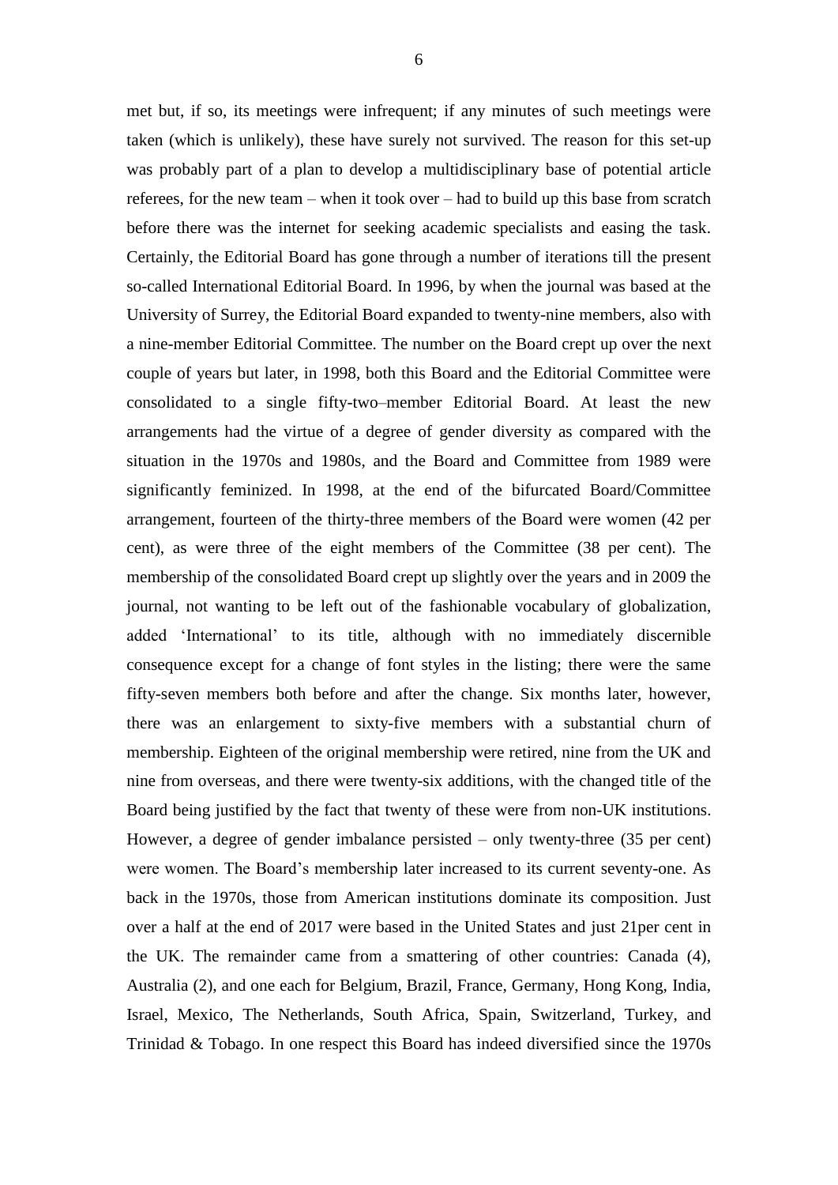met but, if so, its meetings were infrequent; if any minutes of such meetings were taken (which is unlikely), these have surely not survived. The reason for this set-up was probably part of a plan to develop a multidisciplinary base of potential article referees, for the new team – when it took over – had to build up this base from scratch before there was the internet for seeking academic specialists and easing the task. Certainly, the Editorial Board has gone through a number of iterations till the present so-called International Editorial Board. In 1996, by when the journal was based at the University of Surrey, the Editorial Board expanded to twenty-nine members, also with a nine-member Editorial Committee. The number on the Board crept up over the next couple of years but later, in 1998, both this Board and the Editorial Committee were consolidated to a single fifty-two–member Editorial Board. At least the new arrangements had the virtue of a degree of gender diversity as compared with the situation in the 1970s and 1980s, and the Board and Committee from 1989 were significantly feminized. In 1998, at the end of the bifurcated Board/Committee arrangement, fourteen of the thirty-three members of the Board were women (42 per cent), as were three of the eight members of the Committee (38 per cent). The membership of the consolidated Board crept up slightly over the years and in 2009 the journal, not wanting to be left out of the fashionable vocabulary of globalization, added 'International' to its title, although with no immediately discernible consequence except for a change of font styles in the listing; there were the same fifty-seven members both before and after the change. Six months later, however, there was an enlargement to sixty-five members with a substantial churn of membership. Eighteen of the original membership were retired, nine from the UK and nine from overseas, and there were twenty-six additions, with the changed title of the Board being justified by the fact that twenty of these were from non-UK institutions. However, a degree of gender imbalance persisted – only twenty-three (35 per cent) were women. The Board's membership later increased to its current seventy-one. As back in the 1970s, those from American institutions dominate its composition. Just over a half at the end of 2017 were based in the United States and just 21per cent in the UK. The remainder came from a smattering of other countries: Canada (4), Australia (2), and one each for Belgium, Brazil, France, Germany, Hong Kong, India, Israel, Mexico, The Netherlands, South Africa, Spain, Switzerland, Turkey, and Trinidad & Tobago. In one respect this Board has indeed diversified since the 1970s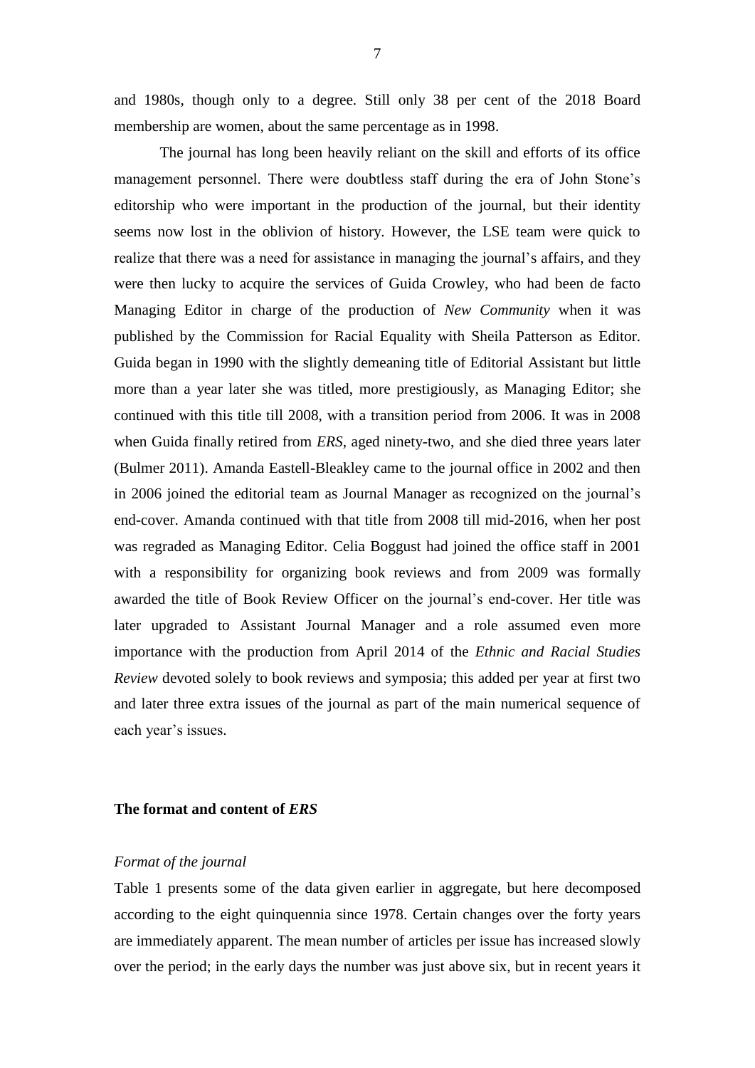and 1980s, though only to a degree. Still only 38 per cent of the 2018 Board membership are women, about the same percentage as in 1998.

The journal has long been heavily reliant on the skill and efforts of its office management personnel. There were doubtless staff during the era of John Stone's editorship who were important in the production of the journal, but their identity seems now lost in the oblivion of history. However, the LSE team were quick to realize that there was a need for assistance in managing the journal's affairs, and they were then lucky to acquire the services of Guida Crowley, who had been de facto Managing Editor in charge of the production of *New Community* when it was published by the Commission for Racial Equality with Sheila Patterson as Editor. Guida began in 1990 with the slightly demeaning title of Editorial Assistant but little more than a year later she was titled, more prestigiously, as Managing Editor; she continued with this title till 2008, with a transition period from 2006. It was in 2008 when Guida finally retired from *ERS*, aged ninety-two, and she died three years later (Bulmer 2011). Amanda Eastell-Bleakley came to the journal office in 2002 and then in 2006 joined the editorial team as Journal Manager as recognized on the journal's end-cover. Amanda continued with that title from 2008 till mid-2016, when her post was regraded as Managing Editor. Celia Boggust had joined the office staff in 2001 with a responsibility for organizing book reviews and from 2009 was formally awarded the title of Book Review Officer on the journal's end-cover. Her title was later upgraded to Assistant Journal Manager and a role assumed even more importance with the production from April 2014 of the *Ethnic and Racial Studies Review* devoted solely to book reviews and symposia; this added per year at first two and later three extra issues of the journal as part of the main numerical sequence of each year's issues.

## The format and content of *ERS*

### *Format of the journal*

Table 1 presents some of the data given earlier in aggregate, but here decomposed according to the eight quinquennia since 1978. Certain changes over the forty years are immediately apparent. The mean number of articles per issue has increased slowly over the period; in the early days the number was just above six, but in recent years it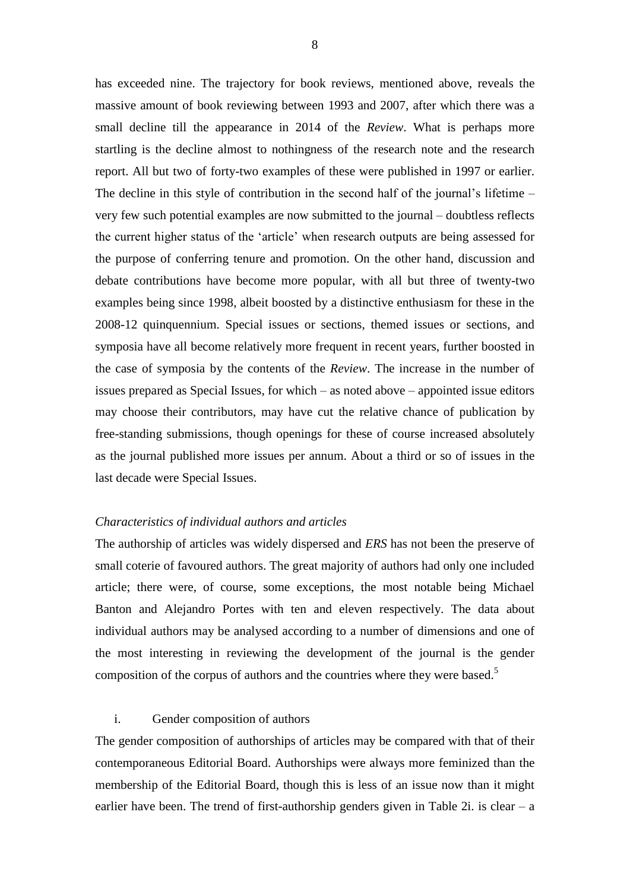has exceeded nine. The trajectory for book reviews, mentioned above, reveals the massive amount of book reviewing between 1993 and 2007, after which there was a small decline till the appearance in 2014 of the *Review*. What is perhaps more startling is the decline almost to nothingness of the research note and the research report. All but two of forty-two examples of these were published in 1997 or earlier. The decline in this style of contribution in the second half of the journal's lifetime – very few such potential examples are now submitted to the journal – doubtless reflects the current higher status of the 'article' when research outputs are being assessed for the purpose of conferring tenure and promotion. On the other hand, discussion and debate contributions have become more popular, with all but three of twenty-two examples being since 1998, albeit boosted by a distinctive enthusiasm for these in the 2008-12 quinquennium. Special issues or sections, themed issues or sections, and symposia have all become relatively more frequent in recent years, further boosted in the case of symposia by the contents of the *Review*. The increase in the number of issues prepared as Special Issues, for which – as noted above – appointed issue editors may choose their contributors, may have cut the relative chance of publication by free-standing submissions, though openings for these of course increased absolutely as the journal published more issues per annum. About a third or so of issues in the last decade were Special Issues.

*Characteristics of individual authors and articles*

The authorship of articles was widely dispersed and *ERS* has not been the preserve of small coterie of favoured authors. The great majority of authors had only one included article; there were, of course, some exceptions, the most notable being Michael Banton and Alejandro Portes with ten and eleven respectively. The data about individual authors may be analysed according to a number of dimensions and one of the most interesting in reviewing the development of the journal is the gender composition of the corpus of authors and the countries where they were based.[5]

i. Gender composition of authors

The gender composition of authorships of articles may be compared with that of their contemporaneous Editorial Board. Authorships were always more feminized than the membership of the Editorial Board, though this is less of an issue now than it might earlier have been. The trend of first-authorship genders given in Table 2i. is clear – a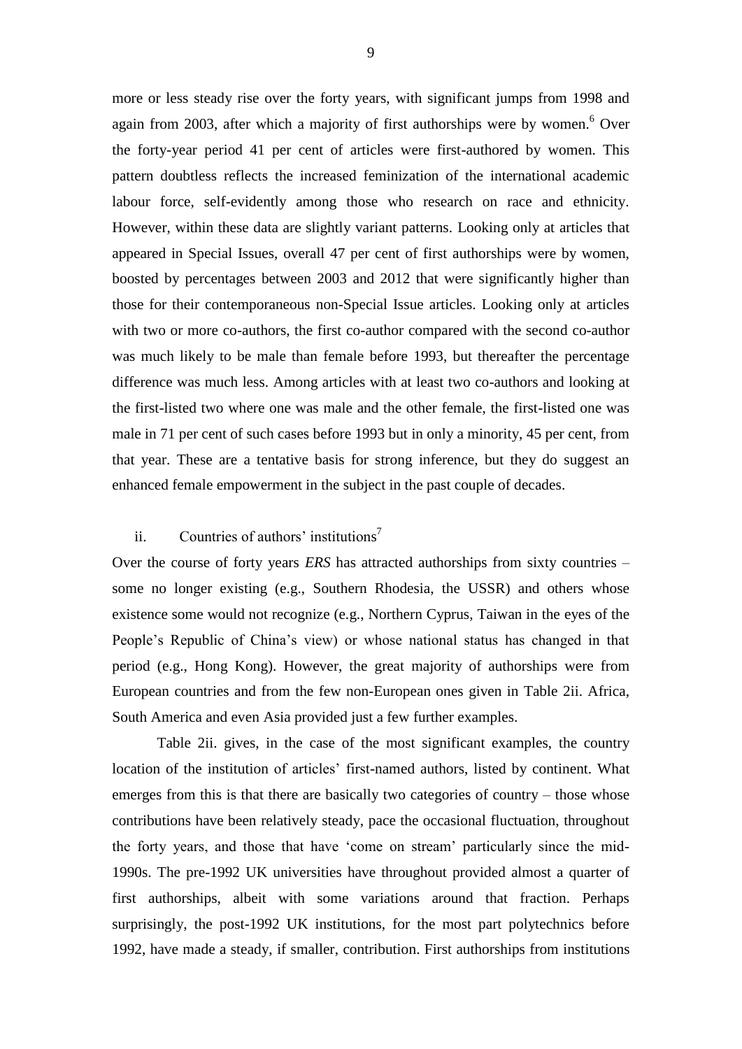more or less steady rise over the forty years, with significant jumps from 1998 and again from 2003, after which a majority of first authorships were by women.[6] Over the forty-year period 41 per cent of articles were first-authored by women. This pattern doubtless reflects the increased feminization of the international academic labour force, self-evidently among those who research on race and ethnicity. However, within these data are slightly variant patterns. Looking only at articles that appeared in Special Issues, overall 47 per cent of first authorships were by women, boosted by percentages between 2003 and 2012 that were significantly higher than those for their contemporaneous non-Special Issue articles. Looking only at articles with two or more co-authors, the first co-author compared with the second co-author was much likely to be male than female before 1993, but thereafter the percentage difference was much less. Among articles with at least two co-authors and looking at the first-listed two where one was male and the other female, the first-listed one was male in 71 per cent of such cases before 1993 but in only a minority, 45 per cent, from that year. These are a tentative basis for strong inference, but they do suggest an enhanced female empowerment in the subject in the past couple of decades.

### ii. Countries of authors' institutions[7]

Over the course of forty years *ERS* has attracted authorships from sixty countries – some no longer existing (e.g., Southern Rhodesia, the USSR) and others whose existence some would not recognize (e.g., Northern Cyprus, Taiwan in the eyes of the People's Republic of China's view) or whose national status has changed in that period (e.g., Hong Kong). However, the great majority of authorships were from European countries and from the few non-European ones given in Table 2ii. Africa, South America and even Asia provided just a few further examples.

Table 2ii. gives, in the case of the most significant examples, the country location of the institution of articles' first-named authors, listed by continent. What emerges from this is that there are basically two categories of country – those whose contributions have been relatively steady, pace the occasional fluctuation, throughout the forty years, and those that have 'come on stream' particularly since the mid-1990s. The pre-1992 UK universities have throughout provided almost a quarter of first authorships, albeit with some variations around that fraction. Perhaps surprisingly, the post-1992 UK institutions, for the most part polytechnics before 1992, have made a steady, if smaller, contribution. First authorships from institutions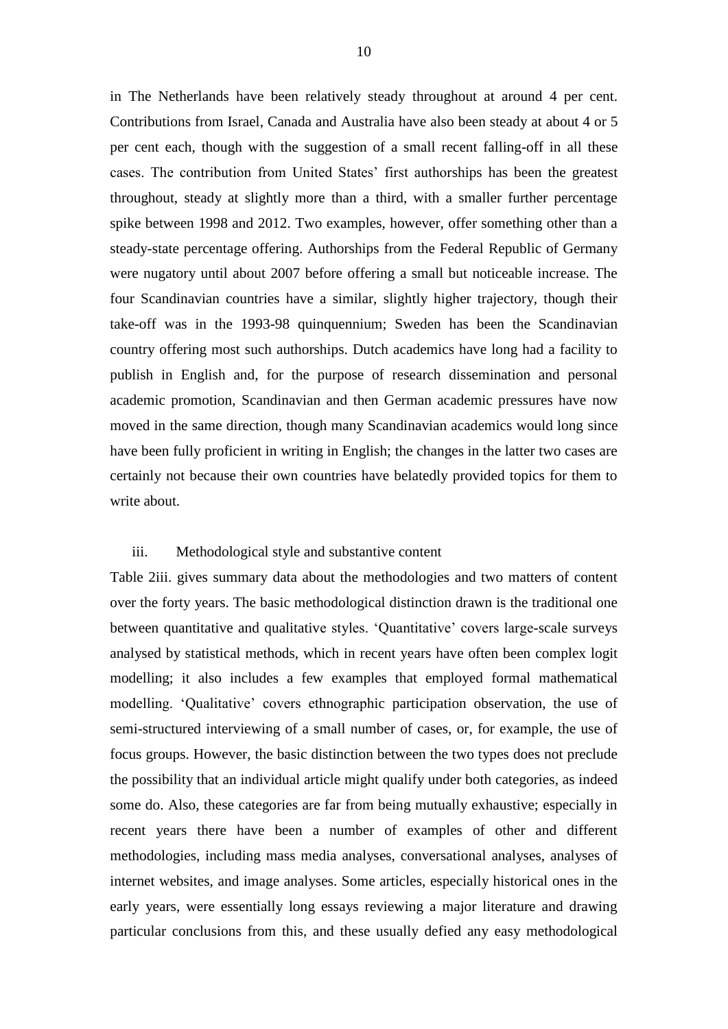in The Netherlands have been relatively steady throughout at around 4 per cent. Contributions from Israel, Canada and Australia have also been steady at about 4 or 5 per cent each, though with the suggestion of a small recent falling-off in all these cases. The contribution from United States' first authorships has been the greatest throughout, steady at slightly more than a third, with a smaller further percentage spike between 1998 and 2012. Two examples, however, offer something other than a steady-state percentage offering. Authorships from the Federal Republic of Germany were nugatory until about 2007 before offering a small but noticeable increase. The four Scandinavian countries have a similar, slightly higher trajectory, though their take-off was in the 1993-98 quinquennium; Sweden has been the Scandinavian country offering most such authorships. Dutch academics have long had a facility to publish in English and, for the purpose of research dissemination and personal academic promotion, Scandinavian and then German academic pressures have now moved in the same direction, though many Scandinavian academics would long since have been fully proficient in writing in English; the changes in the latter two cases are certainly not because their own countries have belatedly provided topics for them to write about.

### iii. Methodological style and substantive content

Table 2iii. gives summary data about the methodologies and two matters of content over the forty years. The basic methodological distinction drawn is the traditional one between quantitative and qualitative styles. 'Quantitative' covers large-scale surveys analysed by statistical methods, which in recent years have often been complex logit modelling; it also includes a few examples that employed formal mathematical modelling. 'Qualitative' covers ethnographic participation observation, the use of semi-structured interviewing of a small number of cases, or, for example, the use of focus groups. However, the basic distinction between the two types does not preclude the possibility that an individual article might qualify under both categories, as indeed some do. Also, these categories are far from being mutually exhaustive; especially in recent years there have been a number of examples of other and different methodologies, including mass media analyses, conversational analyses, analyses of internet websites, and image analyses. Some articles, especially historical ones in the early years, were essentially long essays reviewing a major literature and drawing particular conclusions from this, and these usually defied any easy methodological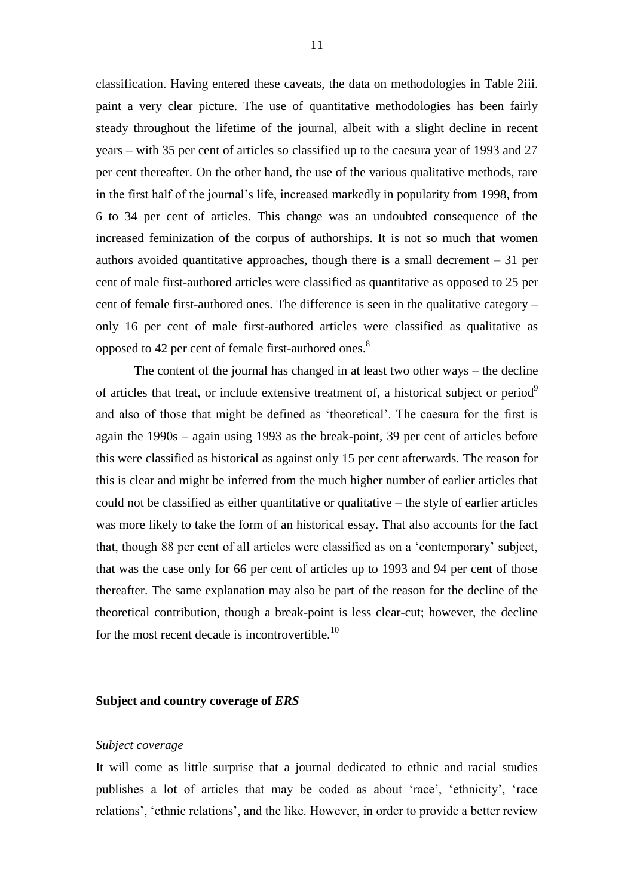classification. Having entered these caveats, the data on methodologies in Table 2iii. paint a very clear picture. The use of quantitative methodologies has been fairly steady throughout the lifetime of the journal, albeit with a slight decline in recent years – with 35 per cent of articles so classified up to the caesura year of 1993 and 27 per cent thereafter. On the other hand, the use of the various qualitative methods, rare in the first half of the journal's life, increased markedly in popularity from 1998, from 6 to 34 per cent of articles. This change was an undoubted consequence of the increased feminization of the corpus of authorships. It is not so much that women authors avoided quantitative approaches, though there is a small decrement – 31 per cent of male first-authored articles were classified as quantitative as opposed to 25 per cent of female first-authored ones. The difference is seen in the qualitative category – only 16 per cent of male first-authored articles were classified as qualitative as opposed to 42 per cent of female first-authored ones.[8]

The content of the journal has changed in at least two other ways – the decline of articles that treat, or include extensive treatment of, a historical subject or period[9] and also of those that might be defined as 'theoretical'. The caesura for the first is again the 1990s – again using 1993 as the break-point, 39 per cent of articles before this were classified as historical as against only 15 per cent afterwards. The reason for this is clear and might be inferred from the much higher number of earlier articles that could not be classified as either quantitative or qualitative – the style of earlier articles was more likely to take the form of an historical essay. That also accounts for the fact that, though 88 per cent of all articles were classified as on a 'contemporary' subject, that was the case only for 66 per cent of articles up to 1993 and 94 per cent of those thereafter. The same explanation may also be part of the reason for the decline of the theoretical contribution, though a break-point is less clear-cut; however, the decline for the most recent decade is incontrovertible.[10]

## Subject and country coverage of *ERS*

### *Subject coverage*

It will come as little surprise that a journal dedicated to ethnic and racial studies publishes a lot of articles that may be coded as about 'race', 'ethnicity', 'race relations', 'ethnic relations', and the like. However, in order to provide a better review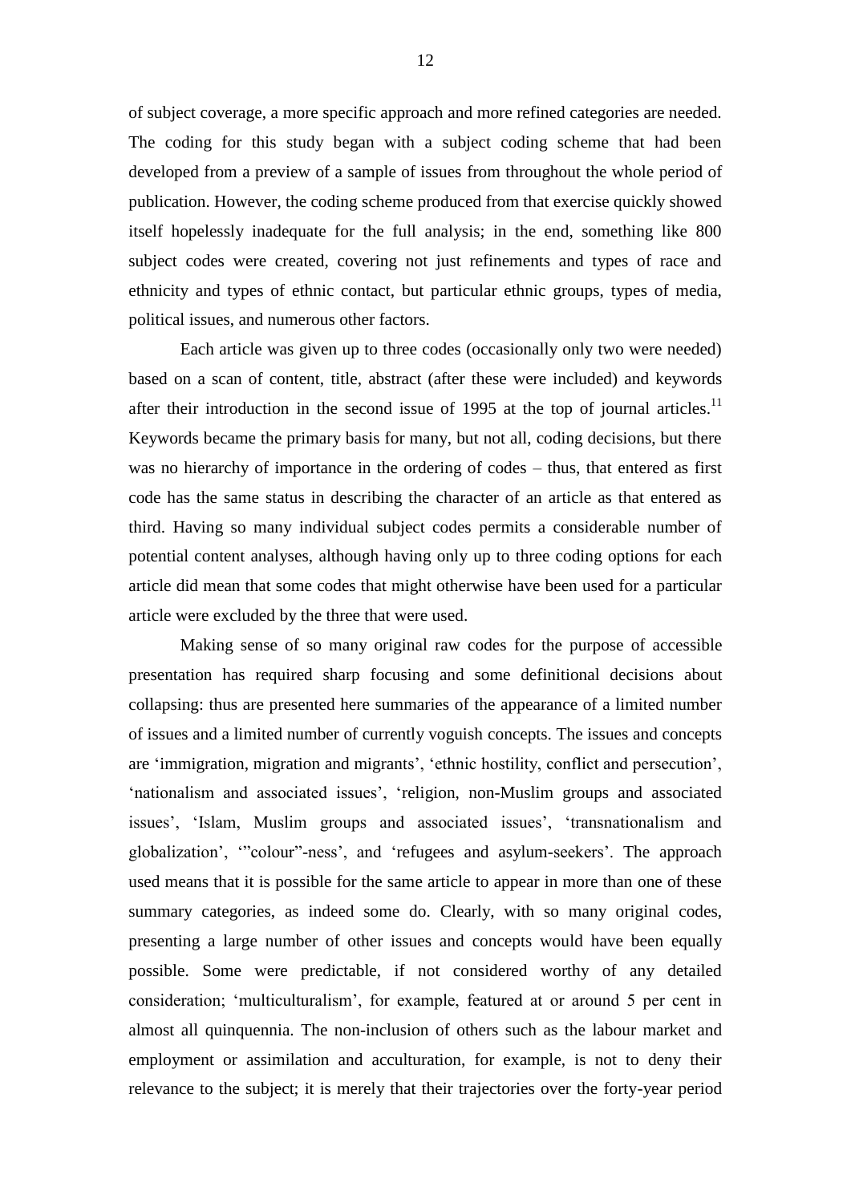of subject coverage, a more specific approach and more refined categories are needed. The coding for this study began with a subject coding scheme that had been developed from a preview of a sample of issues from throughout the whole period of publication. However, the coding scheme produced from that exercise quickly showed itself hopelessly inadequate for the full analysis; in the end, something like 800 subject codes were created, covering not just refinements and types of race and ethnicity and types of ethnic contact, but particular ethnic groups, types of media, political issues, and numerous other factors.

Each article was given up to three codes (occasionally only two were needed) based on a scan of content, title, abstract (after these were included) and keywords after their introduction in the second issue of 1995 at the top of journal articles.[11] Keywords became the primary basis for many, but not all, coding decisions, but there was no hierarchy of importance in the ordering of codes – thus, that entered as first code has the same status in describing the character of an article as that entered as third. Having so many individual subject codes permits a considerable number of potential content analyses, although having only up to three coding options for each article did mean that some codes that might otherwise have been used for a particular article were excluded by the three that were used.

Making sense of so many original raw codes for the purpose of accessible presentation has required sharp focusing and some definitional decisions about collapsing: thus are presented here summaries of the appearance of a limited number of issues and a limited number of currently voguish concepts. The issues and concepts are 'immigration, migration and migrants', 'ethnic hostility, conflict and persecution', 'nationalism and associated issues', 'religion, non-Muslim groups and associated issues', 'Islam, Muslim groups and associated issues', 'transnationalism and globalization', '"colour"-ness', and 'refugees and asylum-seekers'. The approach used means that it is possible for the same article to appear in more than one of these summary categories, as indeed some do. Clearly, with so many original codes, presenting a large number of other issues and concepts would have been equally possible. Some were predictable, if not considered worthy of any detailed consideration; 'multiculturalism', for example, featured at or around 5 per cent in almost all quinquennia. The non-inclusion of others such as the labour market and employment or assimilation and acculturation, for example, is not to deny their relevance to the subject; it is merely that their trajectories over the forty-year period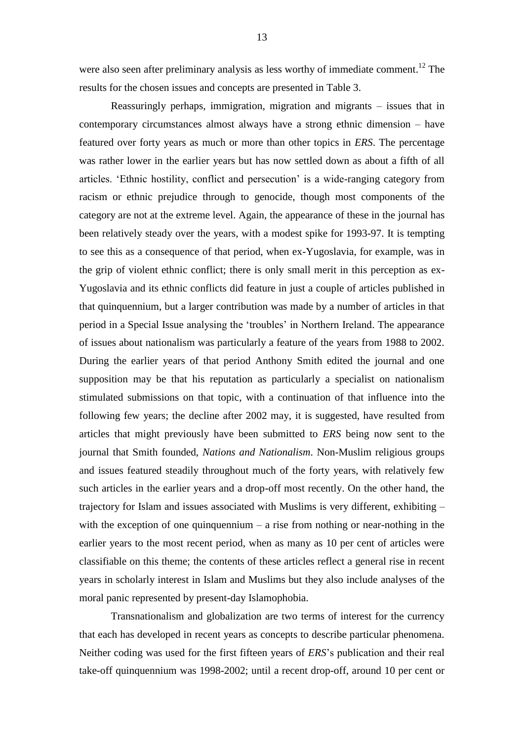were also seen after preliminary analysis as less worthy of immediate comment.[12] The results for the chosen issues and concepts are presented in Table 3.

Reassuringly perhaps, immigration, migration and migrants – issues that in contemporary circumstances almost always have a strong ethnic dimension – have featured over forty years as much or more than other topics in *ERS*. The percentage was rather lower in the earlier years but has now settled down as about a fifth of all articles. 'Ethnic hostility, conflict and persecution' is a wide-ranging category from racism or ethnic prejudice through to genocide, though most components of the category are not at the extreme level. Again, the appearance of these in the journal has been relatively steady over the years, with a modest spike for 1993-97. It is tempting to see this as a consequence of that period, when ex-Yugoslavia, for example, was in the grip of violent ethnic conflict; there is only small merit in this perception as ex-Yugoslavia and its ethnic conflicts did feature in just a couple of articles published in that quinquennium, but a larger contribution was made by a number of articles in that period in a Special Issue analysing the 'troubles' in Northern Ireland. The appearance of issues about nationalism was particularly a feature of the years from 1988 to 2002. During the earlier years of that period Anthony Smith edited the journal and one supposition may be that his reputation as particularly a specialist on nationalism stimulated submissions on that topic, with a continuation of that influence into the following few years; the decline after 2002 may, it is suggested, have resulted from articles that might previously have been submitted to *ERS* being now sent to the journal that Smith founded, *Nations and Nationalism*. Non-Muslim religious groups and issues featured steadily throughout much of the forty years, with relatively few such articles in the earlier years and a drop-off most recently. On the other hand, the trajectory for Islam and issues associated with Muslims is very different, exhibiting – with the exception of one quinquennium – a rise from nothing or near-nothing in the earlier years to the most recent period, when as many as 10 per cent of articles were classifiable on this theme; the contents of these articles reflect a general rise in recent years in scholarly interest in Islam and Muslims but they also include analyses of the moral panic represented by present-day Islamophobia.

Transnationalism and globalization are two terms of interest for the currency that each has developed in recent years as concepts to describe particular phenomena. Neither coding was used for the first fifteen years of *ERS*'s publication and their real take-off quinquennium was 1998-2002; until a recent drop-off, around 10 per cent or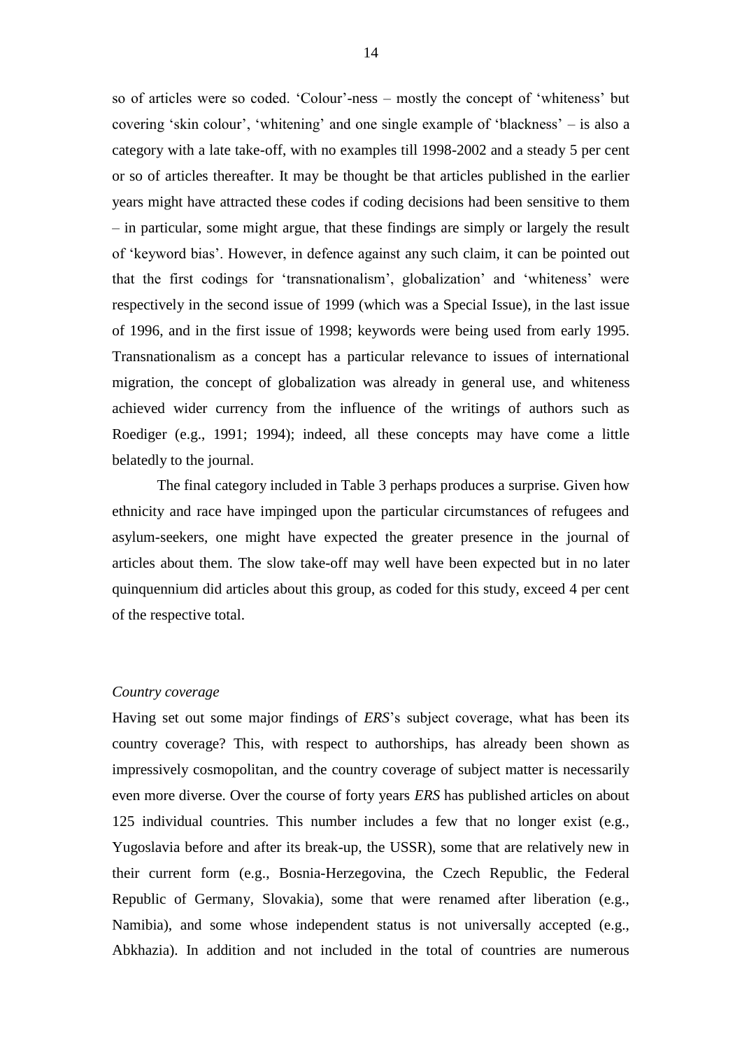so of articles were so coded. 'Colour'-ness – mostly the concept of 'whiteness' but covering 'skin colour', 'whitening' and one single example of 'blackness' – is also a category with a late take-off, with no examples till 1998-2002 and a steady 5 per cent or so of articles thereafter. It may be thought be that articles published in the earlier years might have attracted these codes if coding decisions had been sensitive to them – in particular, some might argue, that these findings are simply or largely the result of 'keyword bias'. However, in defence against any such claim, it can be pointed out that the first codings for 'transnationalism', globalization' and 'whiteness' were respectively in the second issue of 1999 (which was a Special Issue), in the last issue of 1996, and in the first issue of 1998; keywords were being used from early 1995. Transnationalism as a concept has a particular relevance to issues of international migration, the concept of globalization was already in general use, and whiteness achieved wider currency from the influence of the writings of authors such as Roediger (e.g., 1991; 1994); indeed, all these concepts may have come a little belatedly to the journal.

The final category included in Table 3 perhaps produces a surprise. Given how ethnicity and race have impinged upon the particular circumstances of refugees and asylum-seekers, one might have expected the greater presence in the journal of articles about them. The slow take-off may well have been expected but in no later quinquennium did articles about this group, as coded for this study, exceed 4 per cent of the respective total.

*Country coverage*

Having set out some major findings of *ERS*'s subject coverage, what has been its country coverage? This, with respect to authorships, has already been shown as impressively cosmopolitan, and the country coverage of subject matter is necessarily even more diverse. Over the course of forty years *ERS* has published articles on about 125 individual countries. This number includes a few that no longer exist (e.g., Yugoslavia before and after its break-up, the USSR), some that are relatively new in their current form (e.g., Bosnia-Herzegovina, the Czech Republic, the Federal Republic of Germany, Slovakia), some that were renamed after liberation (e.g., Namibia), and some whose independent status is not universally accepted (e.g., Abkhazia). In addition and not included in the total of countries are numerous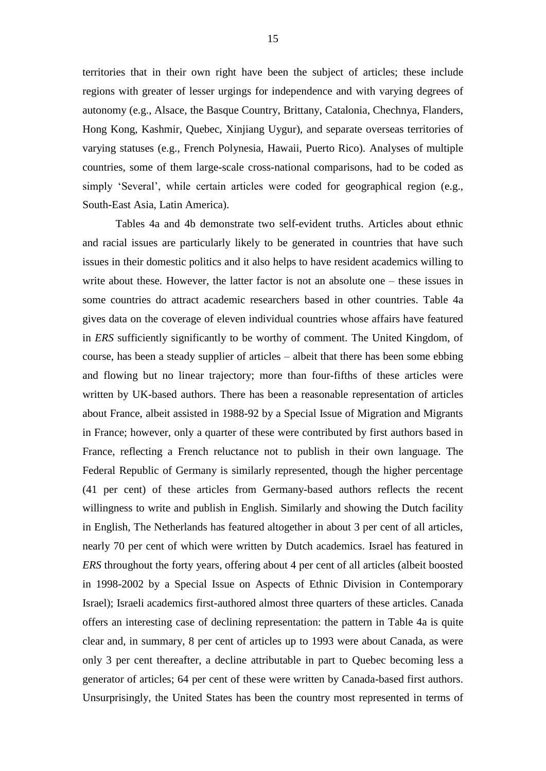territories that in their own right have been the subject of articles; these include regions with greater of lesser urgings for independence and with varying degrees of autonomy (e.g., Alsace, the Basque Country, Brittany, Catalonia, Chechnya, Flanders, Hong Kong, Kashmir, Quebec, Xinjiang Uygur), and separate overseas territories of varying statuses (e.g., French Polynesia, Hawaii, Puerto Rico). Analyses of multiple countries, some of them large-scale cross-national comparisons, had to be coded as simply 'Several', while certain articles were coded for geographical region (e.g., South-East Asia, Latin America).

Tables 4a and 4b demonstrate two self-evident truths. Articles about ethnic and racial issues are particularly likely to be generated in countries that have such issues in their domestic politics and it also helps to have resident academics willing to write about these. However, the latter factor is not an absolute one – these issues in some countries do attract academic researchers based in other countries. Table 4a gives data on the coverage of eleven individual countries whose affairs have featured in *ERS* sufficiently significantly to be worthy of comment. The United Kingdom, of course, has been a steady supplier of articles – albeit that there has been some ebbing and flowing but no linear trajectory; more than four-fifths of these articles were written by UK-based authors. There has been a reasonable representation of articles about France, albeit assisted in 1988-92 by a Special Issue of Migration and Migrants in France; however, only a quarter of these were contributed by first authors based in France, reflecting a French reluctance not to publish in their own language. The Federal Republic of Germany is similarly represented, though the higher percentage (41 per cent) of these articles from Germany-based authors reflects the recent willingness to write and publish in English. Similarly and showing the Dutch facility in English, The Netherlands has featured altogether in about 3 per cent of all articles, nearly 70 per cent of which were written by Dutch academics. Israel has featured in *ERS* throughout the forty years, offering about 4 per cent of all articles (albeit boosted in 1998-2002 by a Special Issue on Aspects of Ethnic Division in Contemporary Israel); Israeli academics first-authored almost three quarters of these articles. Canada offers an interesting case of declining representation: the pattern in Table 4a is quite clear and, in summary, 8 per cent of articles up to 1993 were about Canada, as were only 3 per cent thereafter, a decline attributable in part to Quebec becoming less a generator of articles; 64 per cent of these were written by Canada-based first authors. Unsurprisingly, the United States has been the country most represented in terms of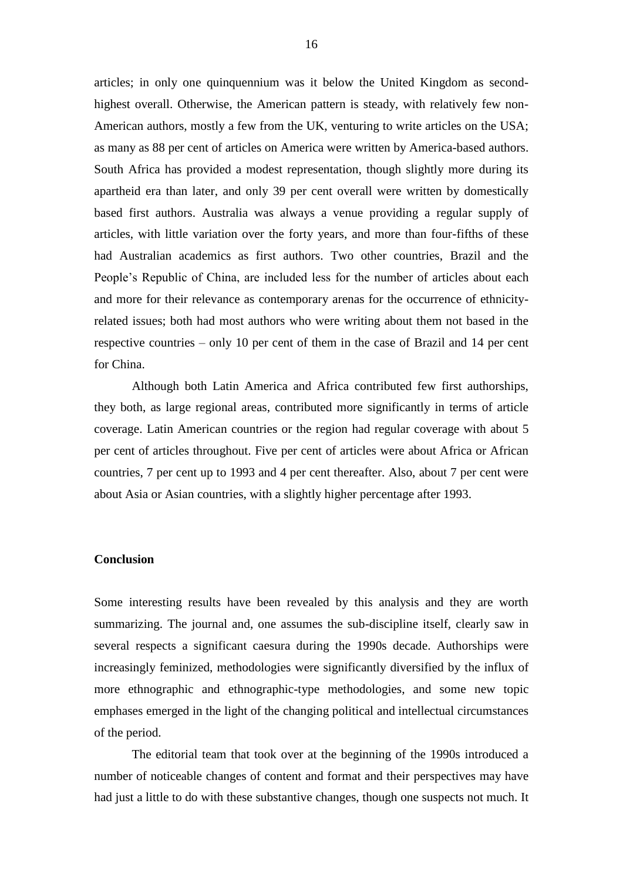articles; in only one quinquennium was it below the United Kingdom as second-highest overall. Otherwise, the American pattern is steady, with relatively few non-American authors, mostly a few from the UK, venturing to write articles on the USA; as many as 88 per cent of articles on America were written by America-based authors. South Africa has provided a modest representation, though slightly more during its apartheid era than later, and only 39 per cent overall were written by domestically based first authors. Australia was always a venue providing a regular supply of articles, with little variation over the forty years, and more than four-fifths of these had Australian academics as first authors. Two other countries, Brazil and the People's Republic of China, are included less for the number of articles about each and more for their relevance as contemporary arenas for the occurrence of ethnicity-related issues; both had most authors who were writing about them not based in the respective countries – only 10 per cent of them in the case of Brazil and 14 per cent for China.

Although both Latin America and Africa contributed few first authorships, they both, as large regional areas, contributed more significantly in terms of article coverage. Latin American countries or the region had regular coverage with about 5 per cent of articles throughout. Five per cent of articles were about Africa or African countries, 7 per cent up to 1993 and 4 per cent thereafter. Also, about 7 per cent were about Asia or Asian countries, with a slightly higher percentage after 1993.

## Conclusion

Some interesting results have been revealed by this analysis and they are worth summarizing. The journal and, one assumes the sub-discipline itself, clearly saw in several respects a significant caesura during the 1990s decade. Authorships were increasingly feminized, methodologies were significantly diversified by the influx of more ethnographic and ethnographic-type methodologies, and some new topic emphases emerged in the light of the changing political and intellectual circumstances of the period.

The editorial team that took over at the beginning of the 1990s introduced a number of noticeable changes of content and format and their perspectives may have had just a little to do with these substantive changes, though one suspects not much. It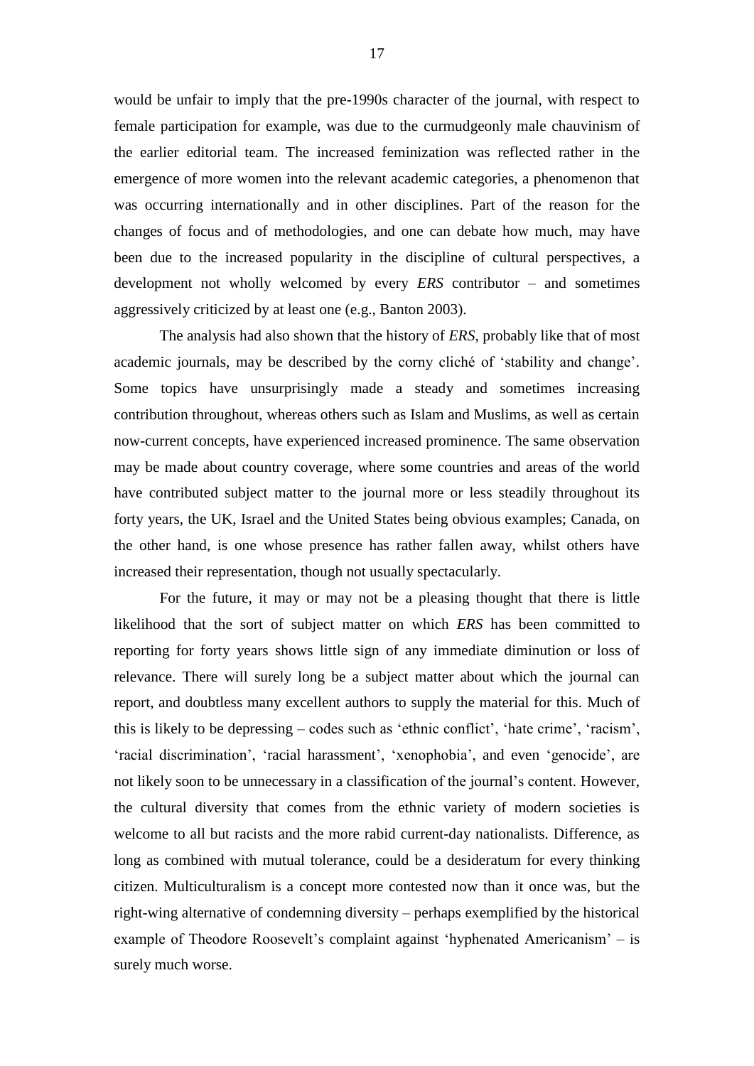would be unfair to imply that the pre-1990s character of the journal, with respect to female participation for example, was due to the curmudgeonly male chauvinism of the earlier editorial team. The increased feminization was reflected rather in the emergence of more women into the relevant academic categories, a phenomenon that was occurring internationally and in other disciplines. Part of the reason for the changes of focus and of methodologies, and one can debate how much, may have been due to the increased popularity in the discipline of cultural perspectives, a development not wholly welcomed by every *ERS* contributor – and sometimes aggressively criticized by at least one (e.g., Banton 2003).

The analysis had also shown that the history of *ERS*, probably like that of most academic journals, may be described by the corny cliché of 'stability and change'. Some topics have unsurprisingly made a steady and sometimes increasing contribution throughout, whereas others such as Islam and Muslims, as well as certain now-current concepts, have experienced increased prominence. The same observation may be made about country coverage, where some countries and areas of the world have contributed subject matter to the journal more or less steadily throughout its forty years, the UK, Israel and the United States being obvious examples; Canada, on the other hand, is one whose presence has rather fallen away, whilst others have increased their representation, though not usually spectacularly.

For the future, it may or may not be a pleasing thought that there is little likelihood that the sort of subject matter on which *ERS* has been committed to reporting for forty years shows little sign of any immediate diminution or loss of relevance. There will surely long be a subject matter about which the journal can report, and doubtless many excellent authors to supply the material for this. Much of this is likely to be depressing – codes such as 'ethnic conflict', 'hate crime', 'racism', 'racial discrimination', 'racial harassment', 'xenophobia', and even 'genocide', are not likely soon to be unnecessary in a classification of the journal's content. However, the cultural diversity that comes from the ethnic variety of modern societies is welcome to all but racists and the more rabid current-day nationalists. Difference, as long as combined with mutual tolerance, could be a desideratum for every thinking citizen. Multiculturalism is a concept more contested now than it once was, but the right-wing alternative of condemning diversity – perhaps exemplified by the historical example of Theodore Roosevelt's complaint against 'hyphenated Americanism' – is surely much worse.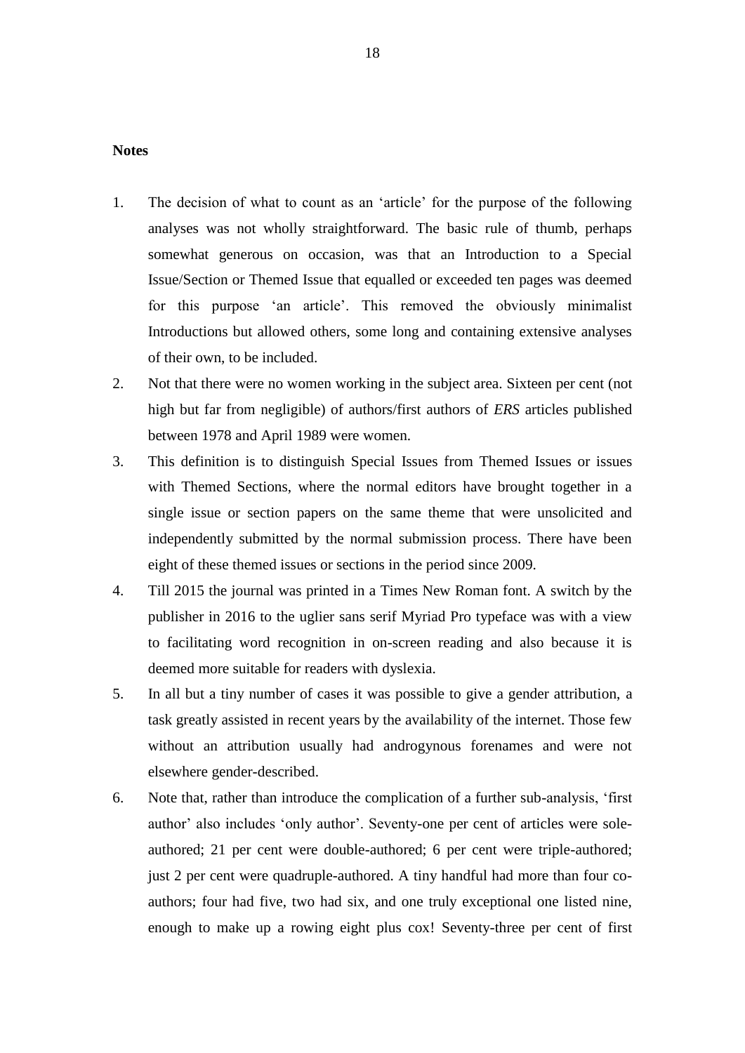**Notes**

1. The decision of what to count as an 'article' for the purpose of the following analyses was not wholly straightforward. The basic rule of thumb, perhaps somewhat generous on occasion, was that an Introduction to a Special Issue/Section or Themed Issue that equalled or exceeded ten pages was deemed for this purpose 'an article'. This removed the obviously minimalist Introductions but allowed others, some long and containing extensive analyses of their own, to be included.
2. Not that there were no women working in the subject area. Sixteen per cent (not high but far from negligible) of authors/first authors of *ERS* articles published between 1978 and April 1989 were women.
3. This definition is to distinguish Special Issues from Themed Issues or issues with Themed Sections, where the normal editors have brought together in a single issue or section papers on the same theme that were unsolicited and independently submitted by the normal submission process. There have been eight of these themed issues or sections in the period since 2009.
4. Till 2015 the journal was printed in a Times New Roman font. A switch by the publisher in 2016 to the uglier sans serif Myriad Pro typeface was with a view to facilitating word recognition in on-screen reading and also because it is deemed more suitable for readers with dyslexia.
5. In all but a tiny number of cases it was possible to give a gender attribution, a task greatly assisted in recent years by the availability of the internet. Those few without an attribution usually had androgynous forenames and were not elsewhere gender-described.
6. Note that, rather than introduce the complication of a further sub-analysis, 'first author' also includes 'only author'. Seventy-one per cent of articles were sole-authored; 21 per cent were double-authored; 6 per cent were triple-authored; just 2 per cent were quadruple-authored. A tiny handful had more than four co-authors; four had five, two had six, and one truly exceptional one listed nine, enough to make up a rowing eight plus cox! Seventy-three per cent of first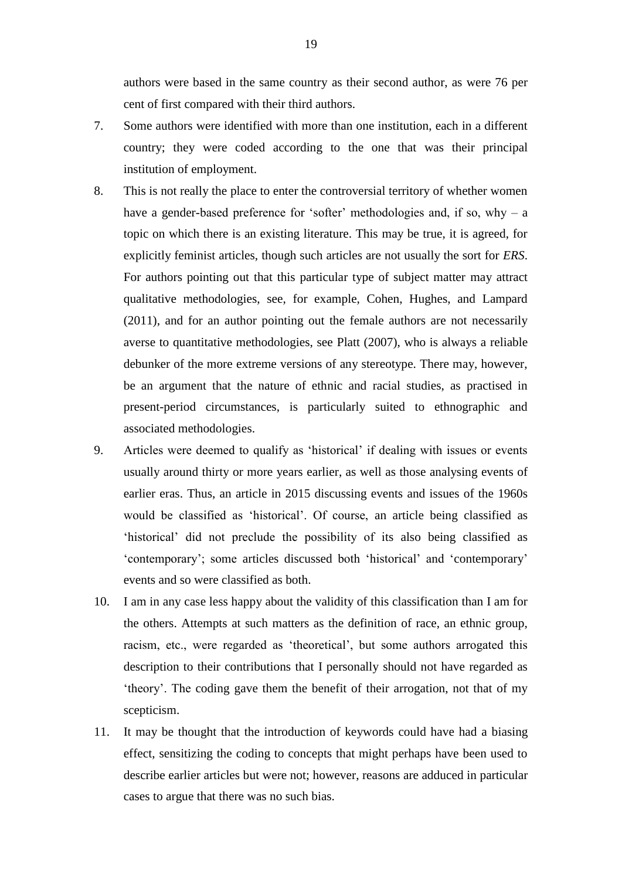authors were based in the same country as their second author, as were 76 per cent of first compared with their third authors.

7. Some authors were identified with more than one institution, each in a different country; they were coded according to the one that was their principal institution of employment.
8. This is not really the place to enter the controversial territory of whether women have a gender-based preference for 'softer' methodologies and, if so, why – a topic on which there is an existing literature. This may be true, it is agreed, for explicitly feminist articles, though such articles are not usually the sort for *ERS*. For authors pointing out that this particular type of subject matter may attract qualitative methodologies, see, for example, Cohen, Hughes, and Lampard (2011), and for an author pointing out the female authors are not necessarily averse to quantitative methodologies, see Platt (2007), who is always a reliable debunker of the more extreme versions of any stereotype. There may, however, be an argument that the nature of ethnic and racial studies, as practised in present-period circumstances, is particularly suited to ethnographic and associated methodologies.
9. Articles were deemed to qualify as 'historical' if dealing with issues or events usually around thirty or more years earlier, as well as those analysing events of earlier eras. Thus, an article in 2015 discussing events and issues of the 1960s would be classified as 'historical'. Of course, an article being classified as 'historical' did not preclude the possibility of its also being classified as 'contemporary'; some articles discussed both 'historical' and 'contemporary' events and so were classified as both.
10. I am in any case less happy about the validity of this classification than I am for the others. Attempts at such matters as the definition of race, an ethnic group, racism, etc., were regarded as 'theoretical', but some authors arrogated this description to their contributions that I personally should not have regarded as 'theory'. The coding gave them the benefit of their arrogation, not that of my scepticism.
11. It may be thought that the introduction of keywords could have had a biasing effect, sensitizing the coding to concepts that might perhaps have been used to describe earlier articles but were not; however, reasons are adduced in particular cases to argue that there was no such bias.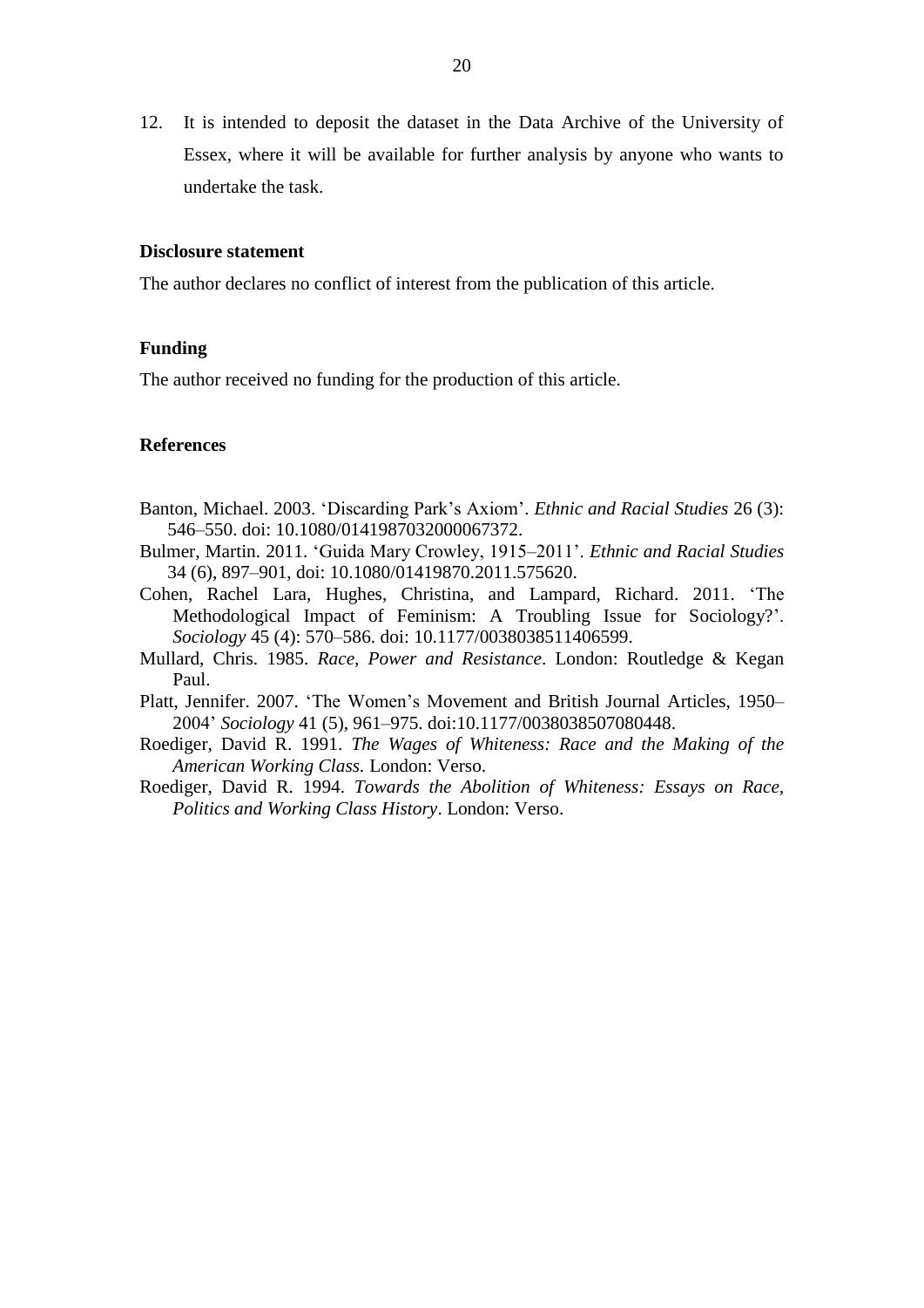12. It is intended to deposit the dataset in the Data Archive of the University of Essex, where it will be available for further analysis by anyone who wants to undertake the task.

### Disclosure statement

The author declares no conflict of interest from the publication of this article.

### Funding

The author received no funding for the production of this article.

### References

Banton, Michael. 2003. 'Discarding Park's Axiom'. *Ethnic and Racial Studies* 26 (3): 546–550. doi: 10.1080/0141987032000067372.

Bulmer, Martin. 2011. 'Guida Mary Crowley, 1915–2011'. *Ethnic and Racial Studies* 34 (6), 897–901, doi: 10.1080/01419870.2011.575620.

Cohen, Rachel Lara, Hughes, Christina, and Lampard, Richard. 2011. 'The Methodological Impact of Feminism: A Troubling Issue for Sociology?'. *Sociology* 45 (4): 570–586. doi: 10.1177/0038038511406599.

Mullard, Chris. 1985. *Race, Power and Resistance*. London: Routledge & Kegan Paul.

Platt, Jennifer. 2007. 'The Women's Movement and British Journal Articles, 1950–2004' *Sociology* 41 (5), 961–975. doi:10.1177/0038038507080448.

Roediger, David R. 1991. *The Wages of Whiteness: Race and the Making of the American Working Class.* London: Verso.

Roediger, David R. 1994. *Towards the Abolition of Whiteness: Essays on Race, Politics and Working Class History*. London: Verso.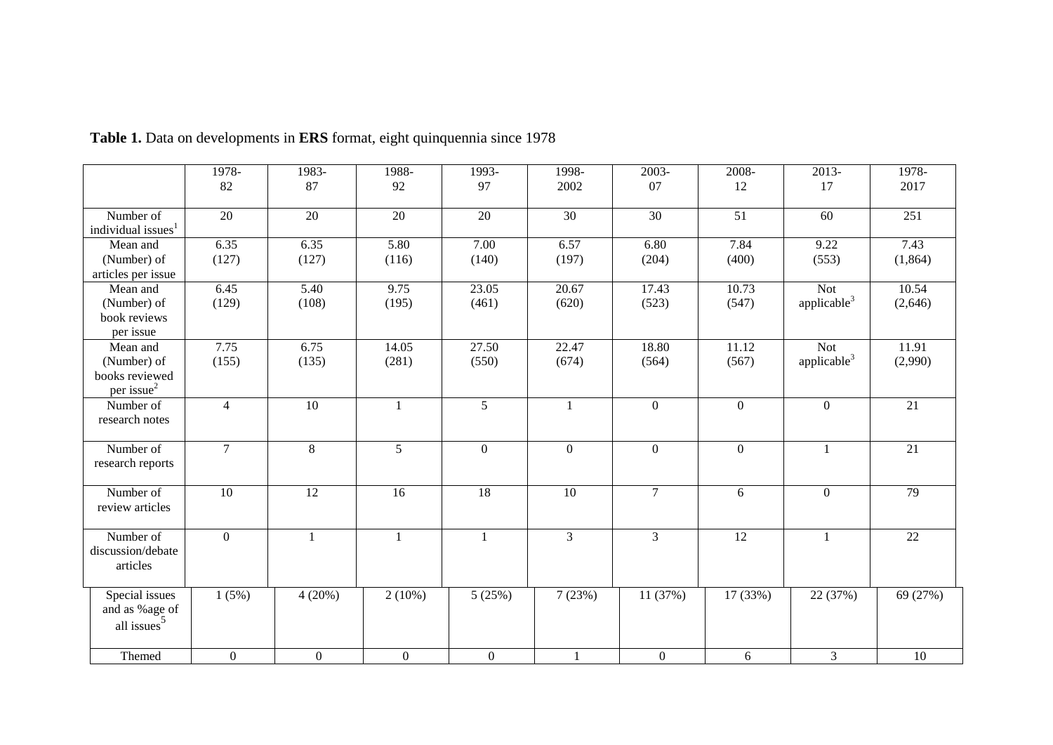**Table 1.** Data on developments in **ERS** format, eight quinquennia since 1978

| | 1978-82 | 1983-87 | 1988-92 | 1993-97 | 1998-2002 | 2003-07 | 2008-12 | 2013-17 | 1978-2017 |
|---|---|---|---|---|---|---|---|---|---|
| Number of individual issues[1] | 20 | 20 | 20 | 20 | 30 | 30 | 51 | 60 | 251 |
| Mean and (Number) of articles per issue | 6.35 (127) | 6.35 (127) | 5.80 (116) | 7.00 (140) | 6.57 (197) | 6.80 (204) | 7.84 (400) | 9.22 (553) | 7.43 (1,864) |
| Mean and (Number) of book reviews per issue | 6.45 (129) | 5.40 (108) | 9.75 (195) | 23.05 (461) | 20.67 (620) | 17.43 (523) | 10.73 (547) | Not applicable[3] | 10.54 (2,646) |
| Mean and (Number) of books reviewed per issue[2] | 7.75 (155) | 6.75 (135) | 14.05 (281) | 27.50 (550) | 22.47 (674) | 18.80 (564) | 11.12 (567) | Not applicable[3] | 11.91 (2,990) |
| Number of research notes | 4 | 10 | 1 | 5 | 1 | 0 | 0 | 0 | 21 |
| Number of research reports | 7 | 8 | 5 | 0 | 0 | 0 | 0 | 1 | 21 |
| Number of review articles | 10 | 12 | 16 | 18 | 10 | 7 | 6 | 0 | 79 |
| Number of discussion/debate articles | 0 | 1 | 1 | 1 | 3 | 3 | 12 | 1 | 22 |
| Special issues and as %age of all issues[5] | 1 (5%) | 4 (20%) | 2 (10%) | 5 (25%) | 7 (23%) | 11 (37%) | 17 (33%) | 22 (37%) | 69 (27%) |
| Themed | 0 | 0 | 0 | 0 | 1 | 0 | 6 | 3 | 10 |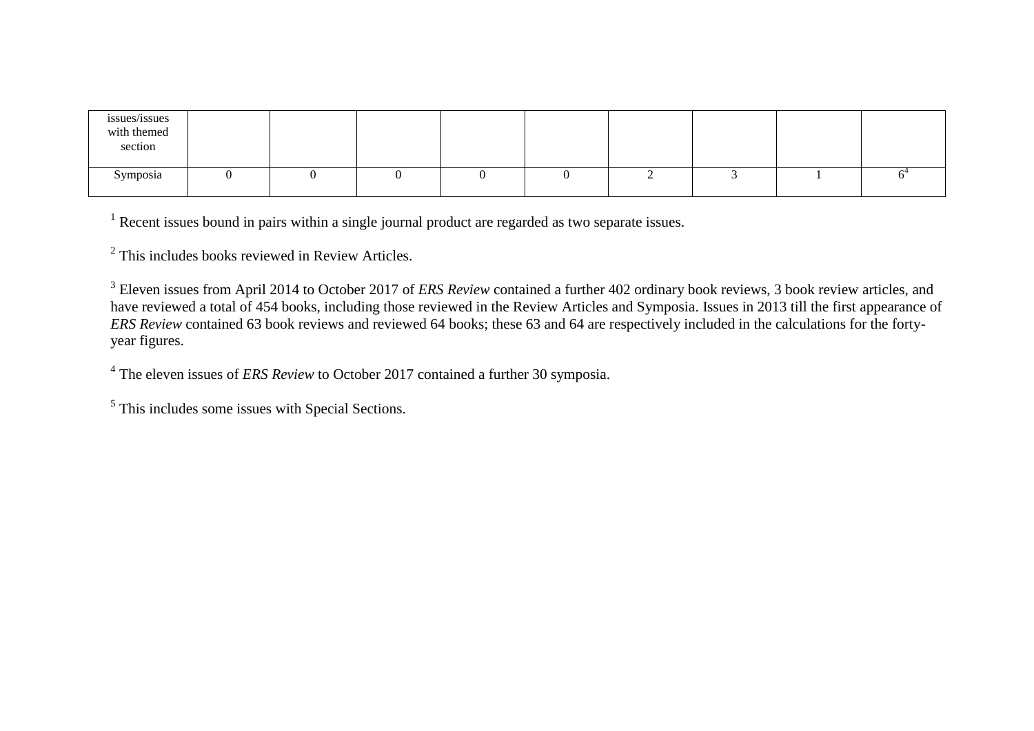| issues/issues with themed section | | | | | | | | | |
|---|---|---|---|---|---|---|---|---|---|
| Symposia | 0 | 0 | 0 | 0 | 0 | 2 | 3 | 1 | 6[4] |

[1] Recent issues bound in pairs within a single journal product are regarded as two separate issues.

[2] This includes books reviewed in Review Articles.

[3] Eleven issues from April 2014 to October 2017 of *ERS Review* contained a further 402 ordinary book reviews, 3 book review articles, and have reviewed a total of 454 books, including those reviewed in the Review Articles and Symposia. Issues in 2013 till the first appearance of *ERS Review* contained 63 book reviews and reviewed 64 books; these 63 and 64 are respectively included in the calculations for the forty-year figures.

[4] The eleven issues of *ERS Review* to October 2017 contained a further 30 symposia.

[5] This includes some issues with Special Sections.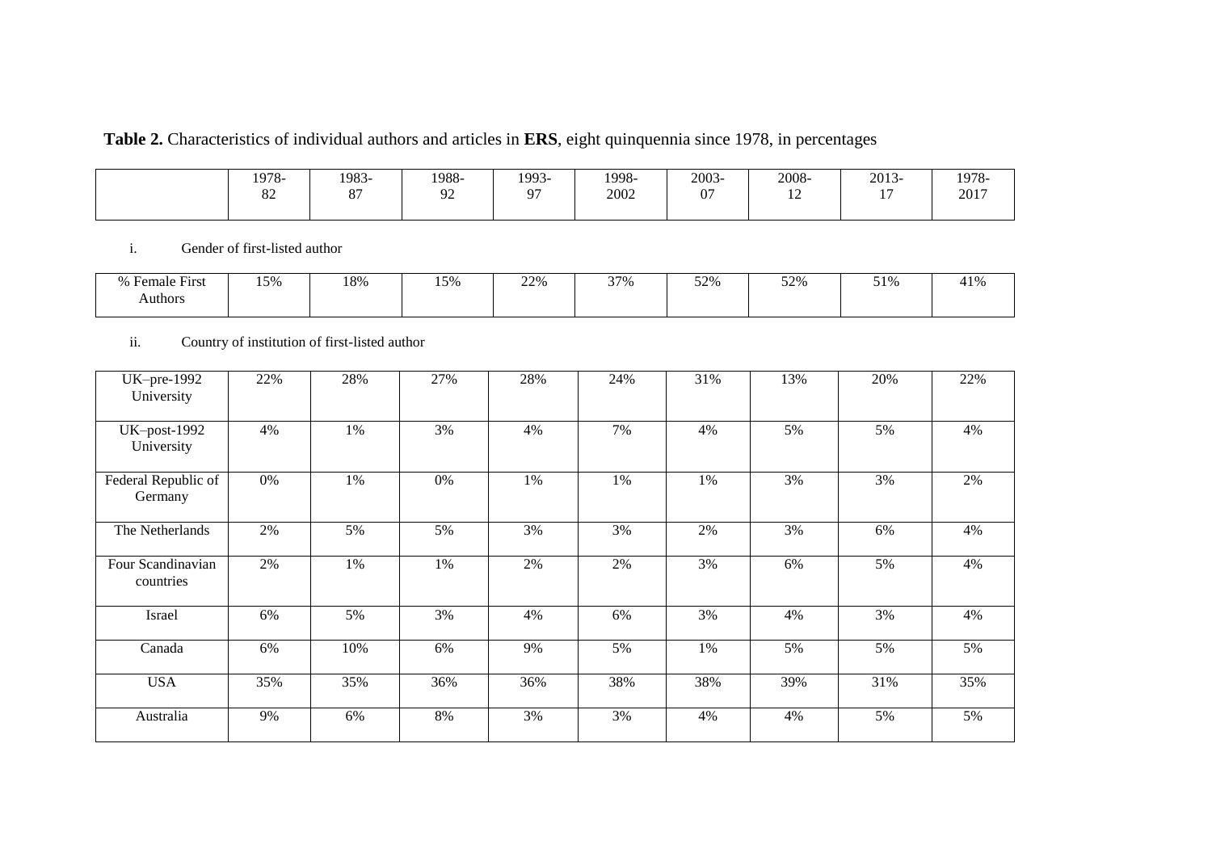**Table 2.** Characteristics of individual authors and articles in **ERS**, eight quinquennia since 1978, in percentages

| | 1978-82 | 1983-87 | 1988-92 | 1993-97 | 1998-2002 | 2003-07 | 2008-12 | 2013-17 | 1978-2017 |
|---|---|---|---|---|---|---|---|---|---|
| **i. Gender of first-listed author** | | | | | | | | | |
| % Female First Authors | 15% | 18% | 15% | 22% | 37% | 52% | 52% | 51% | 41% |
| **ii. Country of institution of first-listed author** | | | | | | | | | |
| UK–pre-1992 University | 22% | 28% | 27% | 28% | 24% | 31% | 13% | 20% | 22% |
| UK–post-1992 University | 4% | 1% | 3% | 4% | 7% | 4% | 5% | 5% | 4% |
| Federal Republic of Germany | 0% | 1% | 0% | 1% | 1% | 1% | 3% | 3% | 2% |
| The Netherlands | 2% | 5% | 5% | 3% | 3% | 2% | 3% | 6% | 4% |
| Four Scandinavian countries | 2% | 1% | 1% | 2% | 2% | 3% | 6% | 5% | 4% |
| Israel | 6% | 5% | 3% | 4% | 6% | 3% | 4% | 3% | 4% |
| Canada | 6% | 10% | 6% | 9% | 5% | 1% | 5% | 5% | 5% |
| USA | 35% | 35% | 36% | 36% | 38% | 38% | 39% | 31% | 35% |
| Australia | 9% | 6% | 8% | 3% | 3% | 4% | 4% | 5% | 5% |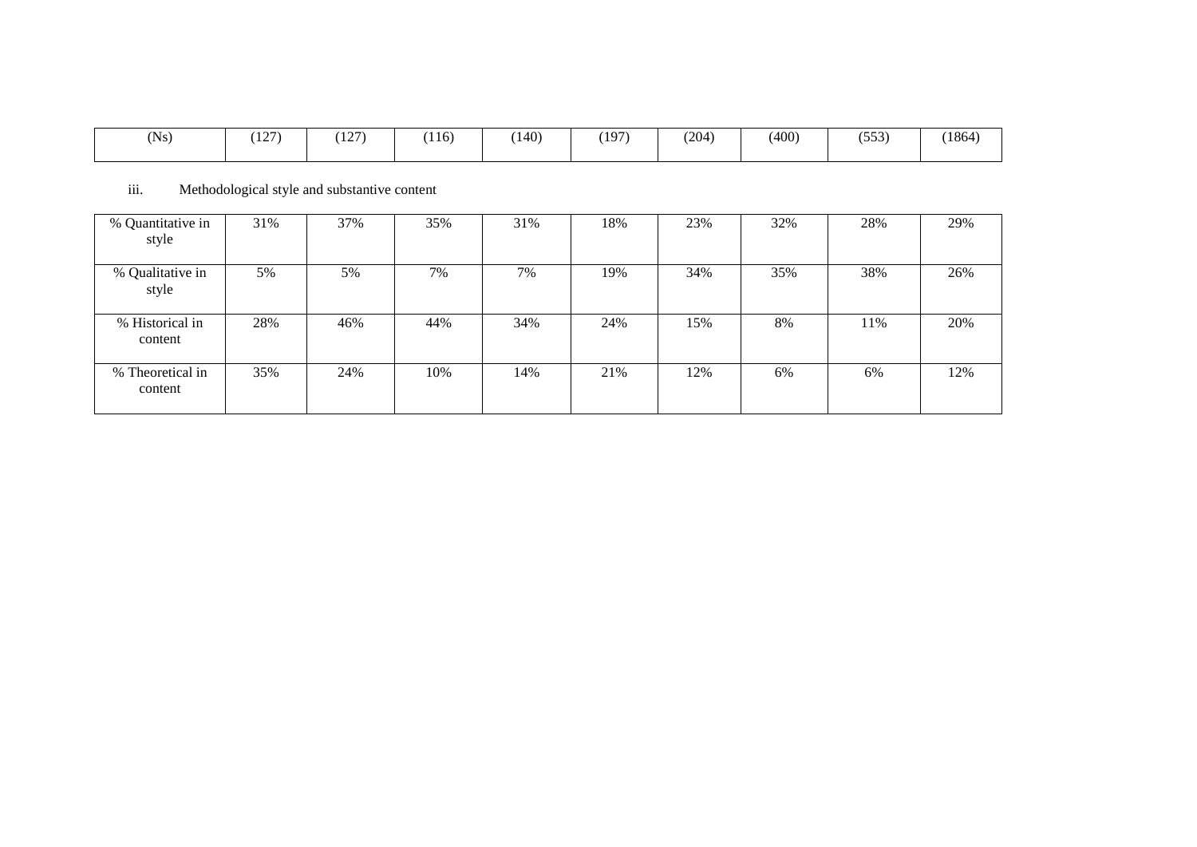| | | | | | | | | | |
|---|---|---|---|---|---|---|---|---|---|
| (Ns) | (127) | (127) | (116) | (140) | (197) | (204) | (400) | (553) | (1864) |

iii. Methodological style and substantive content

| | | | | | | | | | |
|---|---|---|---|---|---|---|---|---|---|
| % Quantitative in style | 31% | 37% | 35% | 31% | 18% | 23% | 32% | 28% | 29% |
| % Qualitative in style | 5% | 5% | 7% | 7% | 19% | 34% | 35% | 38% | 26% |
| % Historical in content | 28% | 46% | 44% | 34% | 24% | 15% | 8% | 11% | 20% |
| % Theoretical in content | 35% | 24% | 10% | 14% | 21% | 12% | 6% | 6% | 12% |